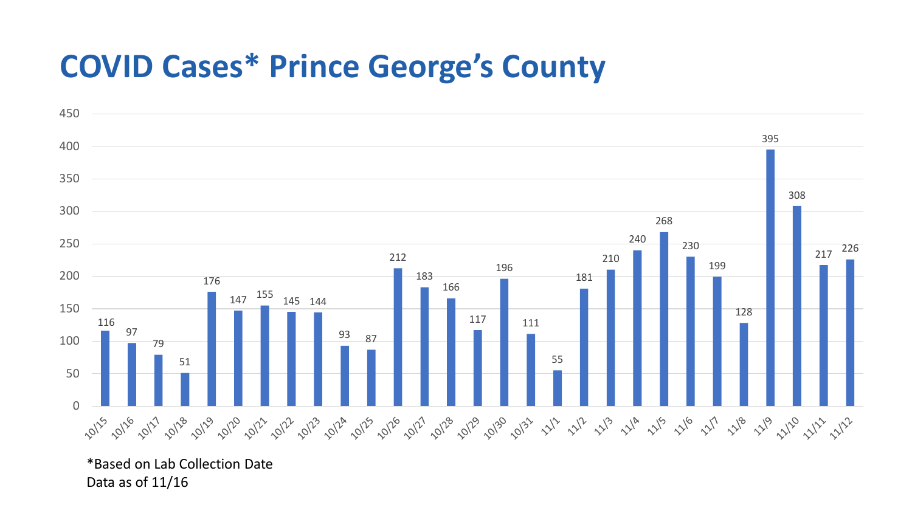# COVID Cases* Prince George's County

| Date | Cases |
| --- | --- |
| 10/15 | 116 |
| 10/16 | 97 |
| 10/17 | 79 |
| 10/18 | 51 |
| 10/19 | 176 |
| 10/20 | 147 |
| 10/21 | 155 |
| 10/22 | 145 |
| 10/23 | 144 |
| 10/24 | 93 |
| 10/25 | 87 |
| 10/26 | 212 |
| 10/27 | 183 |
| 10/28 | 166 |
| 10/29 | 117 |
| 10/30 | 196 |
| 10/31 | 111 |
| 11/1 | 55 |
| 11/2 | 181 |
| 11/3 | 210 |
| 11/4 | 240 |
| 11/5 | 268 |
| 11/6 | 230 |
| 11/7 | 199 |
| 11/8 | 128 |
| 11/9 | 395 |
| 11/10 | 308 |
| 11/11 | 217 |
| 11/12 | 226 |

*Based on Lab Collection Date
Data as of 11/16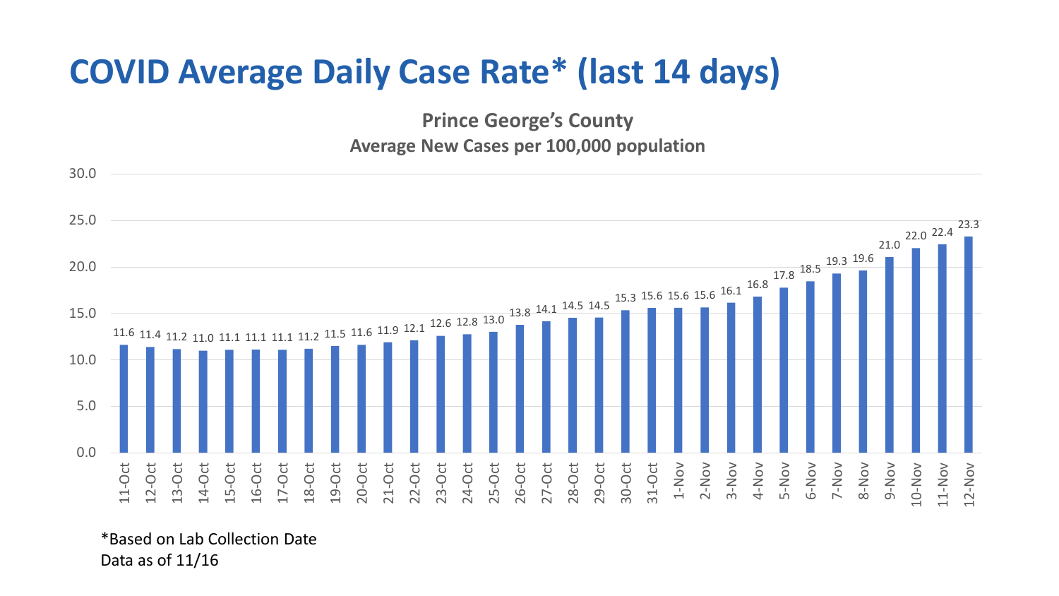# COVID Average Daily Case Rate* (last 14 days)

**Prince George's County**
**Average New Cases per 100,000 population**

| Date | Rate |
| --- | --- |
| 11-Oct | 11.6 |
| 12-Oct | 11.4 |
| 13-Oct | 11.2 |
| 14-Oct | 11.0 |
| 15-Oct | 11.1 |
| 16-Oct | 11.1 |
| 17-Oct | 11.1 |
| 18-Oct | 11.2 |
| 19-Oct | 11.5 |
| 20-Oct | 11.6 |
| 21-Oct | 11.9 |
| 22-Oct | 12.1 |
| 23-Oct | 12.6 |
| 24-Oct | 12.8 |
| 25-Oct | 13.0 |
| 26-Oct | 13.8 |
| 27-Oct | 14.1 |
| 28-Oct | 14.5 |
| 29-Oct | 14.5 |
| 30-Oct | 15.3 |
| 31-Oct | 15.6 |
| 1-Nov | 15.6 |
| 2-Nov | 15.6 |
| 3-Nov | 16.1 |
| 4-Nov | 16.8 |
| 5-Nov | 17.8 |
| 6-Nov | 18.5 |
| 7-Nov | 19.3 |
| 8-Nov | 19.6 |
| 9-Nov | 21.0 |
| 10-Nov | 22.0 |
| 11-Nov | 22.4 |
| 12-Nov | 23.3 |

*Based on Lab Collection Date
Data as of 11/16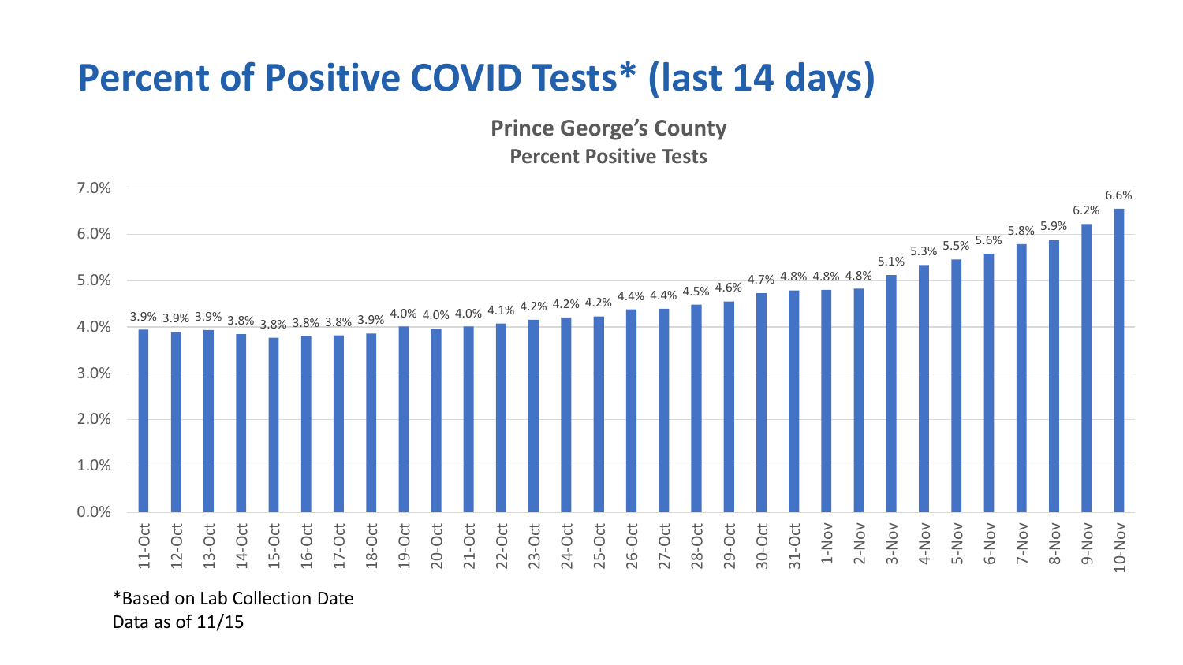# Percent of Positive COVID Tests* (last 14 days)

Prince George's County
Percent Positive Tests

7.0%
6.0%
5.0%
4.0%
3.0%
2.0%
1.0%
0.0%

3.9% 3.9% 3.9% 3.8% 3.8% 3.8% 3.8% 3.9% 4.0% 4.0% 4.0% 4.1% 4.2% 4.2% 4.2% 4.4% 4.4% 4.5% 4.6% 4.7% 4.8% 4.8% 4.8% 5.1% 5.3% 5.5% 5.6% 5.8% 5.9% 6.2% 6.6%

11-Oct 12-Oct 13-Oct 14-Oct 15-Oct 16-Oct 17-Oct 18-Oct 19-Oct 20-Oct 21-Oct 22-Oct 23-Oct 24-Oct 25-Oct 26-Oct 27-Oct 28-Oct 29-Oct 30-Oct 31-Oct 1-Nov 2-Nov 3-Nov 4-Nov 5-Nov 6-Nov 7-Nov 8-Nov 9-Nov 10-Nov

*Based on Lab Collection Date
Data as of 11/15